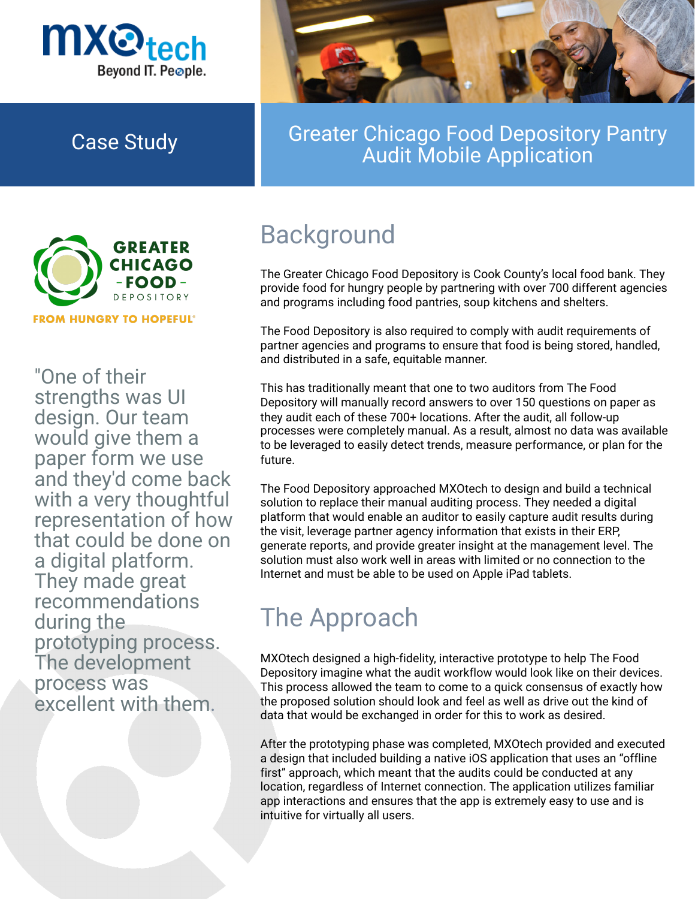mxotech
Beyond IT. People.

Case Study

# Greater Chicago Food Depository Pantry Audit Mobile Application

GREATER CHICAGO - FOOD - DEPOSITORY
FROM HUNGRY TO HOPEFUL®

"One of their strengths was UI design. Our team would give them a paper form we use and they'd come back with a very thoughtful representation of how that could be done on a digital platform. They made great recommendations during the prototyping process. The development process was excellent with them.

## Background

The Greater Chicago Food Depository is Cook County's local food bank. They provide food for hungry people by partnering with over 700 different agencies and programs including food pantries, soup kitchens and shelters.

The Food Depository is also required to comply with audit requirements of partner agencies and programs to ensure that food is being stored, handled, and distributed in a safe, equitable manner.

This has traditionally meant that one to two auditors from The Food Depository will manually record answers to over 150 questions on paper as they audit each of these 700+ locations. After the audit, all follow-up processes were completely manual. As a result, almost no data was available to be leveraged to easily detect trends, measure performance, or plan for the future.

The Food Depository approached MXOtech to design and build a technical solution to replace their manual auditing process. They needed a digital platform that would enable an auditor to easily capture audit results during the visit, leverage partner agency information that exists in their ERP, generate reports, and provide greater insight at the management level. The solution must also work well in areas with limited or no connection to the Internet and must be able to be used on Apple iPad tablets.

## The Approach

MXOtech designed a high-fidelity, interactive prototype to help The Food Depository imagine what the audit workflow would look like on their devices. This process allowed the team to come to a quick consensus of exactly how the proposed solution should look and feel as well as drive out the kind of data that would be exchanged in order for this to work as desired.

After the prototyping phase was completed, MXOtech provided and executed a design that included building a native iOS application that uses an "offline first" approach, which meant that the audits could be conducted at any location, regardless of Internet connection. The application utilizes familiar app interactions and ensures that the app is extremely easy to use and is intuitive for virtually all users.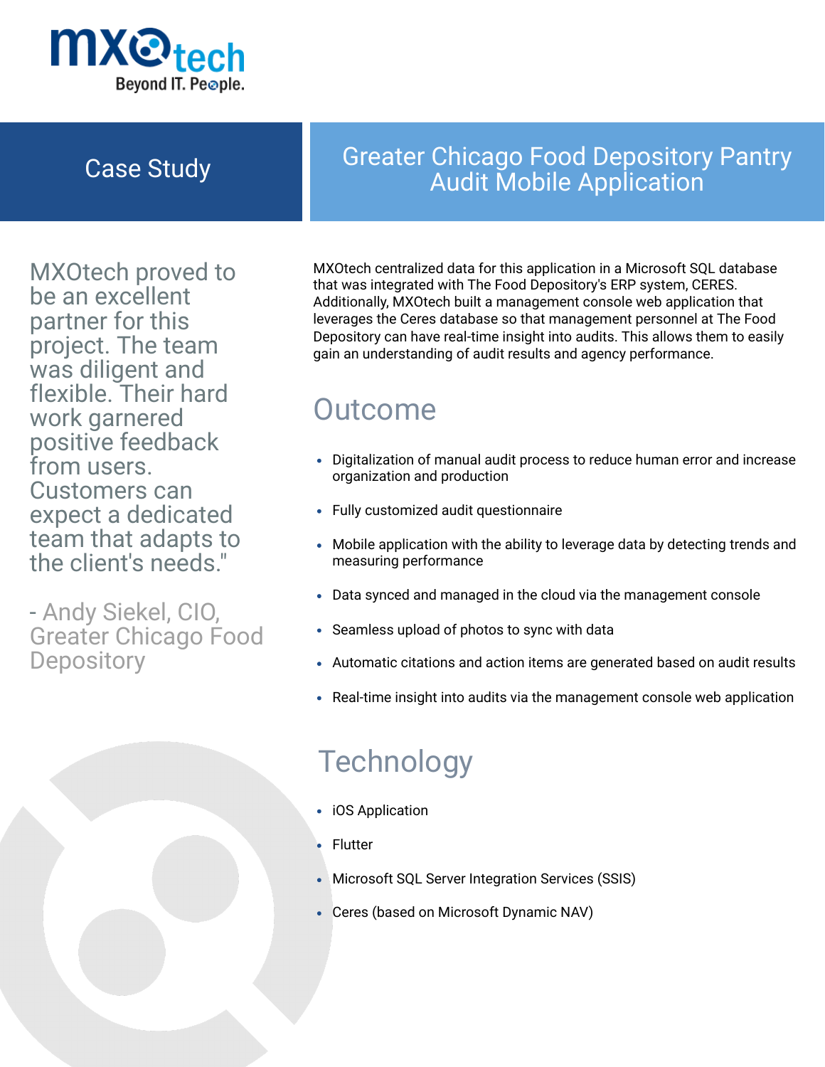# Case Study

# Greater Chicago Food Depository Pantry Audit Mobile Application

MXOtech proved to be an excellent partner for this project. The team was diligent and flexible. Their hard work garnered positive feedback from users. Customers can expect a dedicated team that adapts to the client's needs."

- Andy Siekel, CIO, Greater Chicago Food Depository

MXOtech centralized data for this application in a Microsoft SQL database that was integrated with The Food Depository's ERP system, CERES. Additionally, MXOtech built a management console web application that leverages the Ceres database so that management personnel at The Food Depository can have real-time insight into audits. This allows them to easily gain an understanding of audit results and agency performance.

## Outcome

- Digitalization of manual audit process to reduce human error and increase organization and production
- Fully customized audit questionnaire
- Mobile application with the ability to leverage data by detecting trends and measuring performance
- Data synced and managed in the cloud via the management console
- Seamless upload of photos to sync with data
- Automatic citations and action items are generated based on audit results
- Real-time insight into audits via the management console web application

## Technology

- iOS Application
- Flutter
- Microsoft SQL Server Integration Services (SSIS)
- Ceres (based on Microsoft Dynamic NAV)